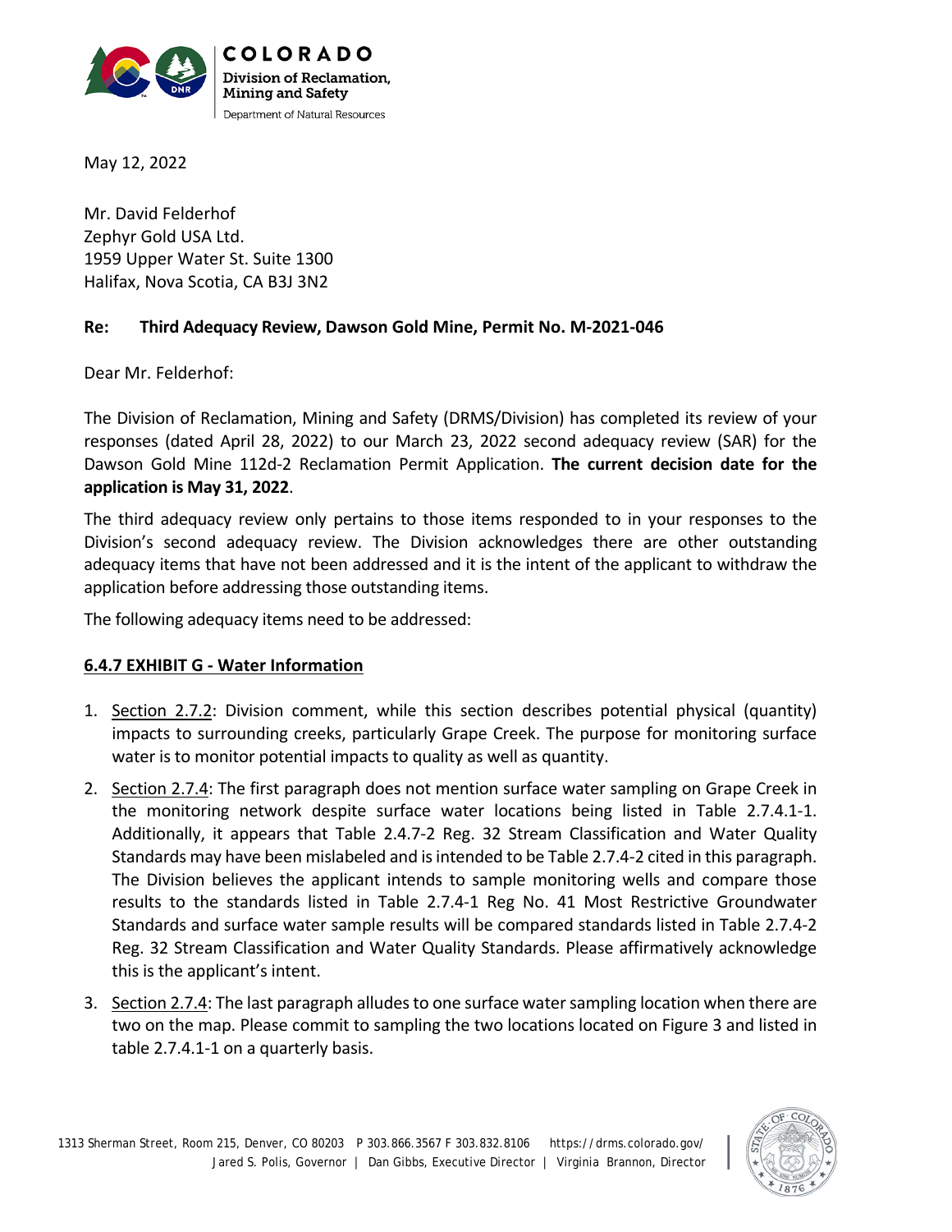COLORADO
Division of Reclamation, Mining and Safety
Department of Natural Resources

May 12, 2022

Mr. David Felderhof
Zephyr Gold USA Ltd.
1959 Upper Water St. Suite 1300
Halifax, Nova Scotia, CA B3J 3N2

**Re: Third Adequacy Review, Dawson Gold Mine, Permit No. M-2021-046**

Dear Mr. Felderhof:

The Division of Reclamation, Mining and Safety (DRMS/Division) has completed its review of your responses (dated April 28, 2022) to our March 23, 2022 second adequacy review (SAR) for the Dawson Gold Mine 112d-2 Reclamation Permit Application. **The current decision date for the application is May 31, 2022**.

The third adequacy review only pertains to those items responded to in your responses to the Division's second adequacy review. The Division acknowledges there are other outstanding adequacy items that have not been addressed and it is the intent of the applicant to withdraw the application before addressing those outstanding items.

The following adequacy items need to be addressed:

**6.4.7 EXHIBIT G - Water Information**

1. Section 2.7.2: Division comment, while this section describes potential physical (quantity) impacts to surrounding creeks, particularly Grape Creek. The purpose for monitoring surface water is to monitor potential impacts to quality as well as quantity.
2. Section 2.7.4: The first paragraph does not mention surface water sampling on Grape Creek in the monitoring network despite surface water locations being listed in Table 2.7.4.1-1. Additionally, it appears that Table 2.4.7-2 Reg. 32 Stream Classification and Water Quality Standards may have been mislabeled and is intended to be Table 2.7.4-2 cited in this paragraph. The Division believes the applicant intends to sample monitoring wells and compare those results to the standards listed in Table 2.7.4-1 Reg No. 41 Most Restrictive Groundwater Standards and surface water sample results will be compared standards listed in Table 2.7.4-2 Reg. 32 Stream Classification and Water Quality Standards. Please affirmatively acknowledge this is the applicant's intent.
3. Section 2.7.4: The last paragraph alludes to one surface water sampling location when there are two on the map. Please commit to sampling the two locations located on Figure 3 and listed in table 2.7.4.1-1 on a quarterly basis.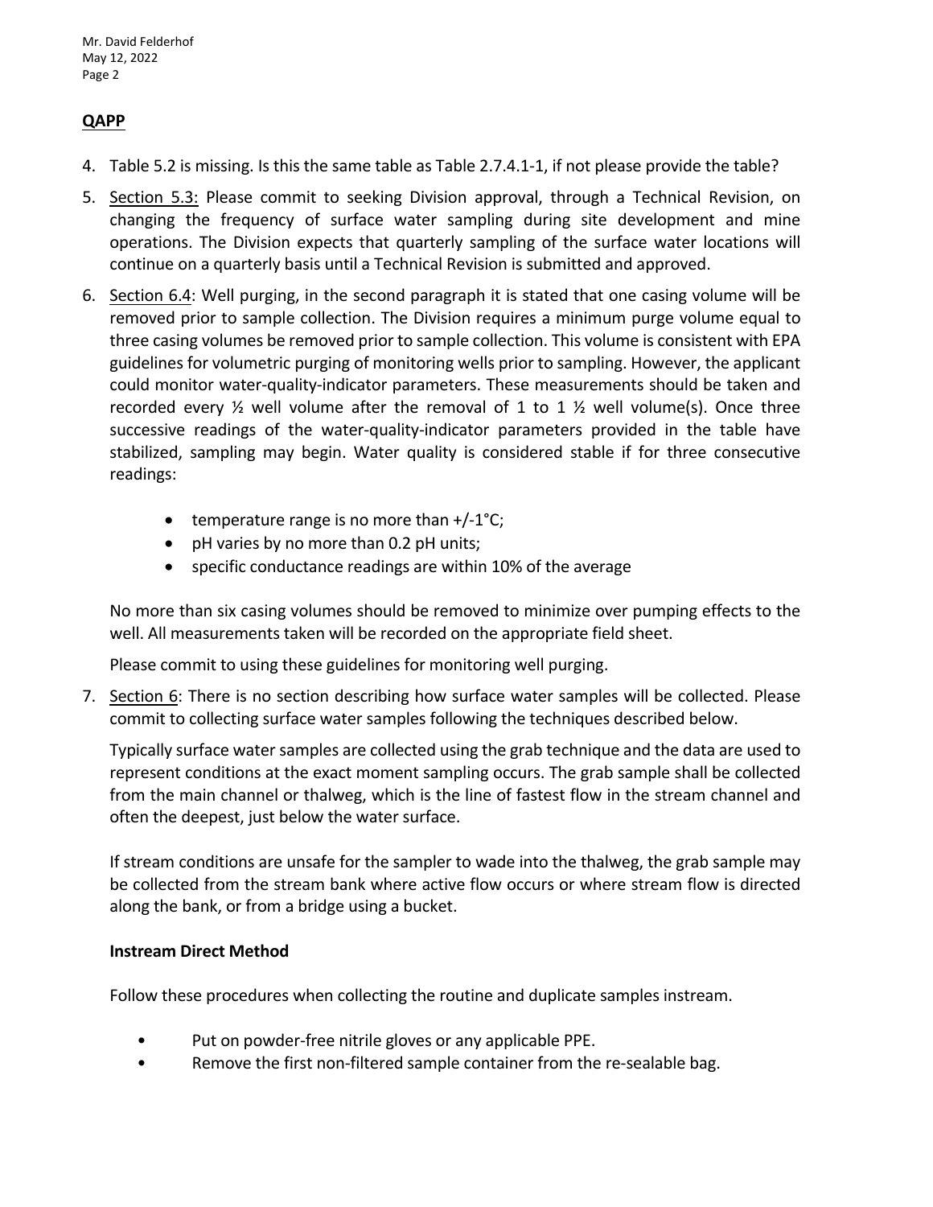**QAPP**

4. Table 5.2 is missing. Is this the same table as Table 2.7.4.1-1, if not please provide the table?

5. Section 5.3: Please commit to seeking Division approval, through a Technical Revision, on changing the frequency of surface water sampling during site development and mine operations. The Division expects that quarterly sampling of the surface water locations will continue on a quarterly basis until a Technical Revision is submitted and approved.

6. Section 6.4: Well purging, in the second paragraph it is stated that one casing volume will be removed prior to sample collection. The Division requires a minimum purge volume equal to three casing volumes be removed prior to sample collection. This volume is consistent with EPA guidelines for volumetric purging of monitoring wells prior to sampling. However, the applicant could monitor water-quality-indicator parameters. These measurements should be taken and recorded every ½ well volume after the removal of 1 to 1 ½ well volume(s). Once three successive readings of the water-quality-indicator parameters provided in the table have stabilized, sampling may begin. Water quality is considered stable if for three consecutive readings:

   - temperature range is no more than +/-1°C;
   - pH varies by no more than 0.2 pH units;
   - specific conductance readings are within 10% of the average

   No more than six casing volumes should be removed to minimize over pumping effects to the well. All measurements taken will be recorded on the appropriate field sheet.

   Please commit to using these guidelines for monitoring well purging.

7. Section 6: There is no section describing how surface water samples will be collected. Please commit to collecting surface water samples following the techniques described below.

   Typically surface water samples are collected using the grab technique and the data are used to represent conditions at the exact moment sampling occurs. The grab sample shall be collected from the main channel or thalweg, which is the line of fastest flow in the stream channel and often the deepest, just below the water surface.

   If stream conditions are unsafe for the sampler to wade into the thalweg, the grab sample may be collected from the stream bank where active flow occurs or where stream flow is directed along the bank, or from a bridge using a bucket.

   **Instream Direct Method**

   Follow these procedures when collecting the routine and duplicate samples instream.

   - Put on powder-free nitrile gloves or any applicable PPE.
   - Remove the first non-filtered sample container from the re-sealable bag.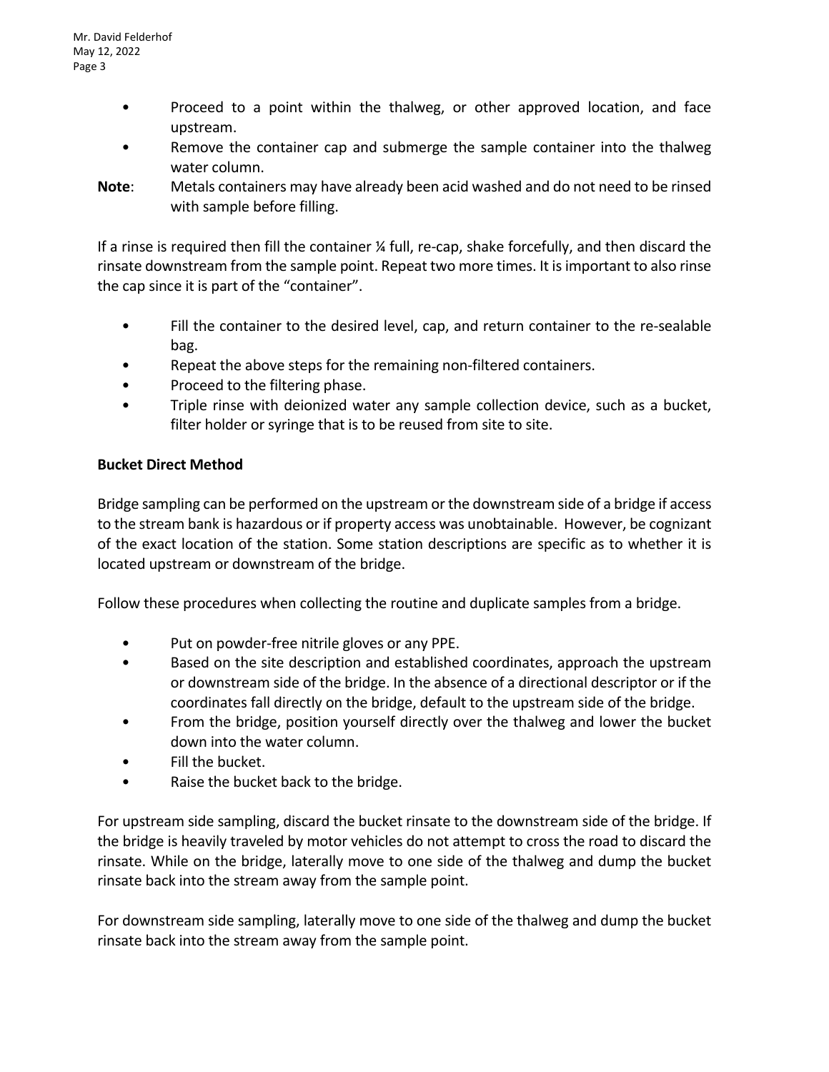- Proceed to a point within the thalweg, or other approved location, and face upstream.
- Remove the container cap and submerge the sample container into the thalweg water column.

**Note**: Metals containers may have already been acid washed and do not need to be rinsed with sample before filling.

If a rinse is required then fill the container ¼ full, re-cap, shake forcefully, and then discard the rinsate downstream from the sample point. Repeat two more times. It is important to also rinse the cap since it is part of the "container".

- Fill the container to the desired level, cap, and return container to the re-sealable bag.
- Repeat the above steps for the remaining non-filtered containers.
- Proceed to the filtering phase.
- Triple rinse with deionized water any sample collection device, such as a bucket, filter holder or syringe that is to be reused from site to site.

**Bucket Direct Method**

Bridge sampling can be performed on the upstream or the downstream side of a bridge if access to the stream bank is hazardous or if property access was unobtainable. However, be cognizant of the exact location of the station. Some station descriptions are specific as to whether it is located upstream or downstream of the bridge.

Follow these procedures when collecting the routine and duplicate samples from a bridge.

- Put on powder-free nitrile gloves or any PPE.
- Based on the site description and established coordinates, approach the upstream or downstream side of the bridge. In the absence of a directional descriptor or if the coordinates fall directly on the bridge, default to the upstream side of the bridge.
- From the bridge, position yourself directly over the thalweg and lower the bucket down into the water column.
- Fill the bucket.
- Raise the bucket back to the bridge.

For upstream side sampling, discard the bucket rinsate to the downstream side of the bridge. If the bridge is heavily traveled by motor vehicles do not attempt to cross the road to discard the rinsate. While on the bridge, laterally move to one side of the thalweg and dump the bucket rinsate back into the stream away from the sample point.

For downstream side sampling, laterally move to one side of the thalweg and dump the bucket rinsate back into the stream away from the sample point.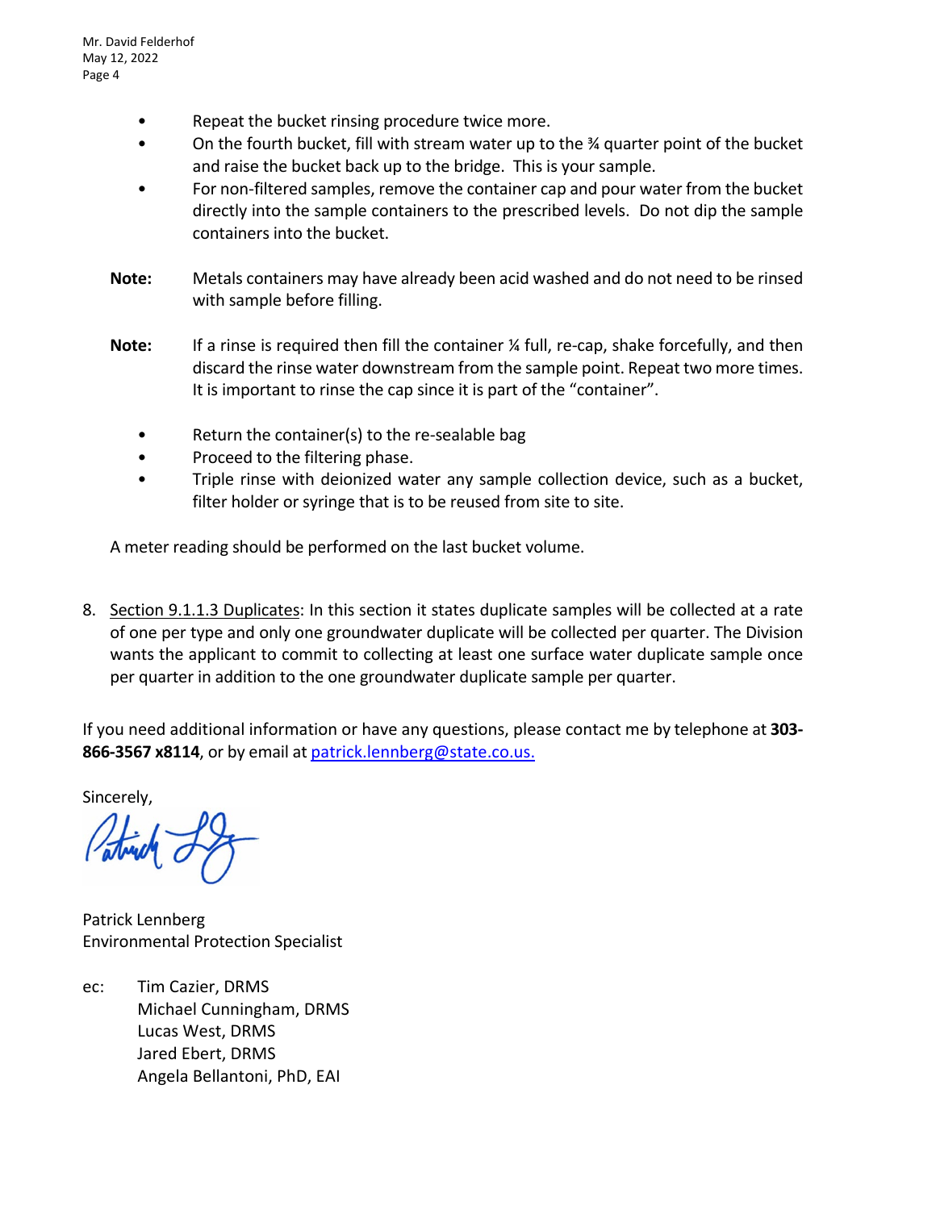- Repeat the bucket rinsing procedure twice more.
- On the fourth bucket, fill with stream water up to the ¾ quarter point of the bucket and raise the bucket back up to the bridge. This is your sample.
- For non-filtered samples, remove the container cap and pour water from the bucket directly into the sample containers to the prescribed levels. Do not dip the sample containers into the bucket.

**Note:** Metals containers may have already been acid washed and do not need to be rinsed with sample before filling.

**Note:** If a rinse is required then fill the container ¼ full, re-cap, shake forcefully, and then discard the rinse water downstream from the sample point. Repeat two more times. It is important to rinse the cap since it is part of the "container".

- Return the container(s) to the re-sealable bag
- Proceed to the filtering phase.
- Triple rinse with deionized water any sample collection device, such as a bucket, filter holder or syringe that is to be reused from site to site.

A meter reading should be performed on the last bucket volume.

8. Section 9.1.1.3 Duplicates: In this section it states duplicate samples will be collected at a rate of one per type and only one groundwater duplicate will be collected per quarter. The Division wants the applicant to commit to collecting at least one surface water duplicate sample once per quarter in addition to the one groundwater duplicate sample per quarter.

If you need additional information or have any questions, please contact me by telephone at **303-866-3567 x8114**, or by email at patrick.lennberg@state.co.us.

Sincerely,

Patrick Lennberg
Environmental Protection Specialist

ec: Tim Cazier, DRMS
Michael Cunningham, DRMS
Lucas West, DRMS
Jared Ebert, DRMS
Angela Bellantoni, PhD, EAI